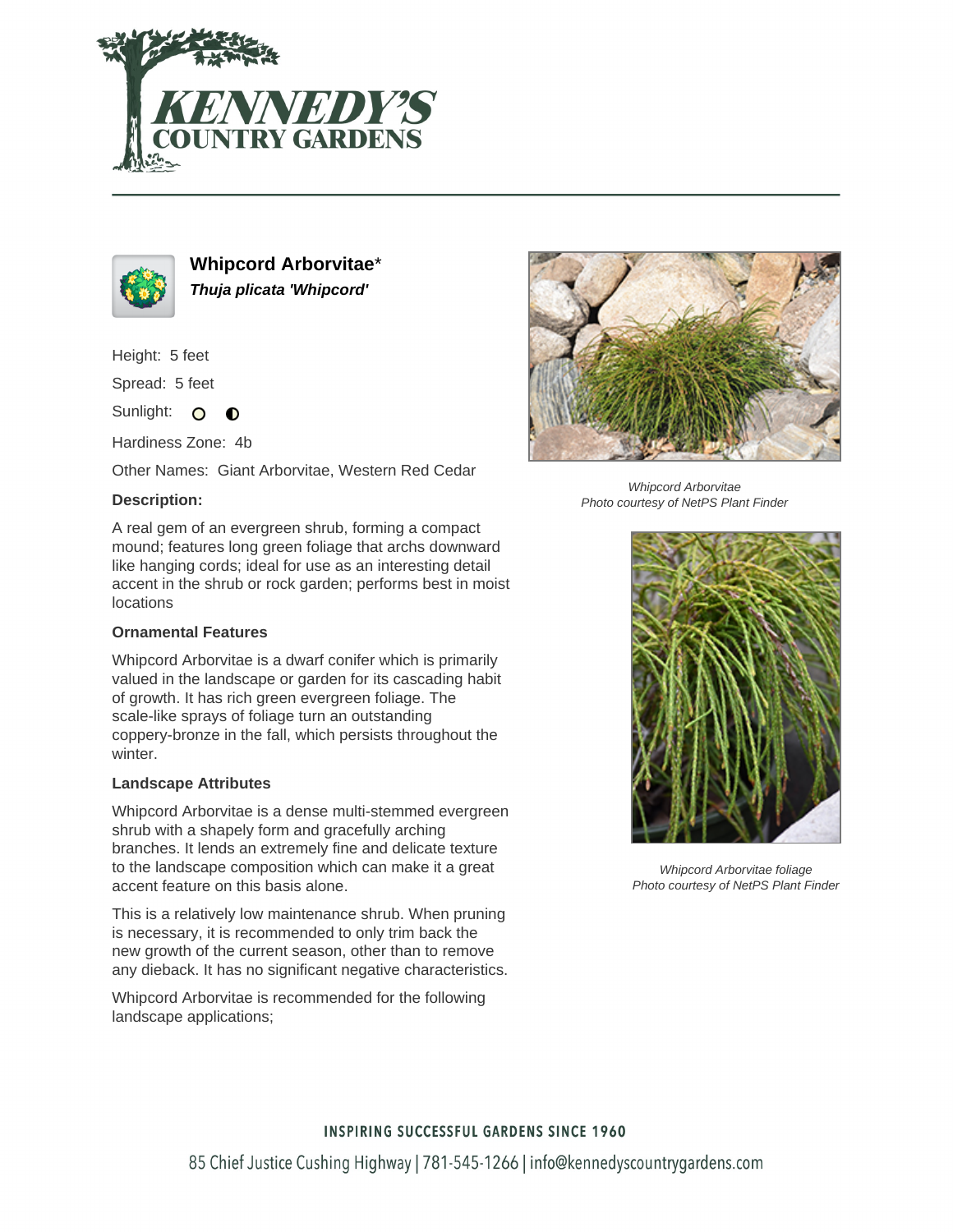# Whipcord Arborvitae*

***Thuja plicata 'Whipcord'***

Height: 5 feet

Spread: 5 feet

Sunlight: ○ ◐

Hardiness Zone: 4b

Other Names: Giant Arborvitae, Western Red Cedar

### Description:

A real gem of an evergreen shrub, forming a compact mound; features long green foliage that archs downward like hanging cords; ideal for use as an interesting detail accent in the shrub or rock garden; performs best in moist locations

### Ornamental Features

Whipcord Arborvitae is a dwarf conifer which is primarily valued in the landscape or garden for its cascading habit of growth. It has rich green evergreen foliage. The scale-like sprays of foliage turn an outstanding coppery-bronze in the fall, which persists throughout the winter.

### Landscape Attributes

Whipcord Arborvitae is a dense multi-stemmed evergreen shrub with a shapely form and gracefully arching branches. It lends an extremely fine and delicate texture to the landscape composition which can make it a great accent feature on this basis alone.

This is a relatively low maintenance shrub. When pruning is necessary, it is recommended to only trim back the new growth of the current season, other than to remove any dieback. It has no significant negative characteristics.

Whipcord Arborvitae is recommended for the following landscape applications;

*Whipcord Arborvitae*
*Photo courtesy of NetPS Plant Finder*

*Whipcord Arborvitae foliage*
*Photo courtesy of NetPS Plant Finder*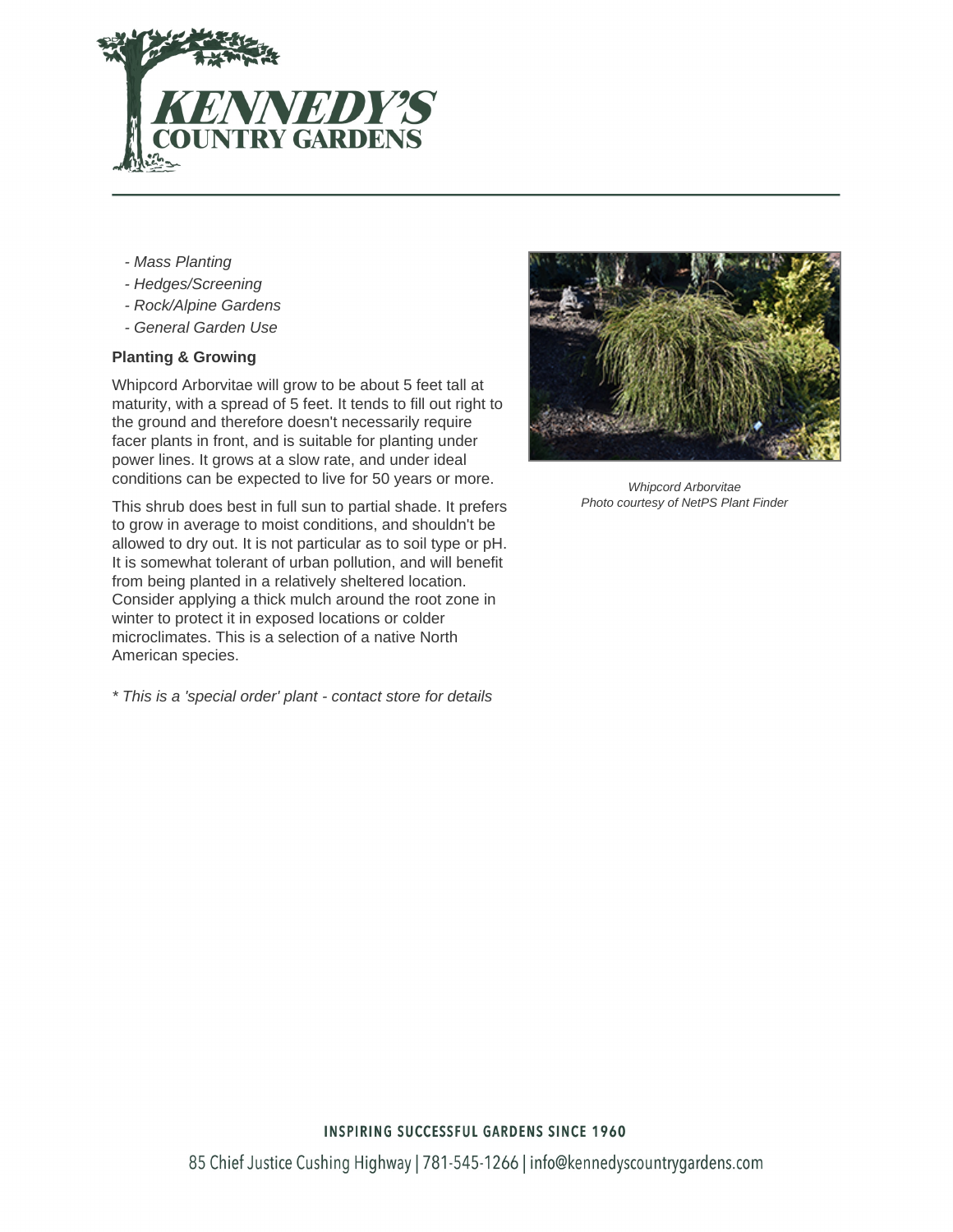- *Mass Planting*
- *Hedges/Screening*
- *Rock/Alpine Gardens*
- *General Garden Use*

**Planting & Growing**

Whipcord Arborvitae will grow to be about 5 feet tall at maturity, with a spread of 5 feet. It tends to fill out right to the ground and therefore doesn't necessarily require facer plants in front, and is suitable for planting under power lines. It grows at a slow rate, and under ideal conditions can be expected to live for 50 years or more.

This shrub does best in full sun to partial shade. It prefers to grow in average to moist conditions, and shouldn't be allowed to dry out. It is not particular as to soil type or pH. It is somewhat tolerant of urban pollution, and will benefit from being planted in a relatively sheltered location. Consider applying a thick mulch around the root zone in winter to protect it in exposed locations or colder microclimates. This is a selection of a native North American species.

*Whipcord Arborvitae*
*Photo courtesy of NetPS Plant Finder*

*\* This is a 'special order' plant - contact store for details*